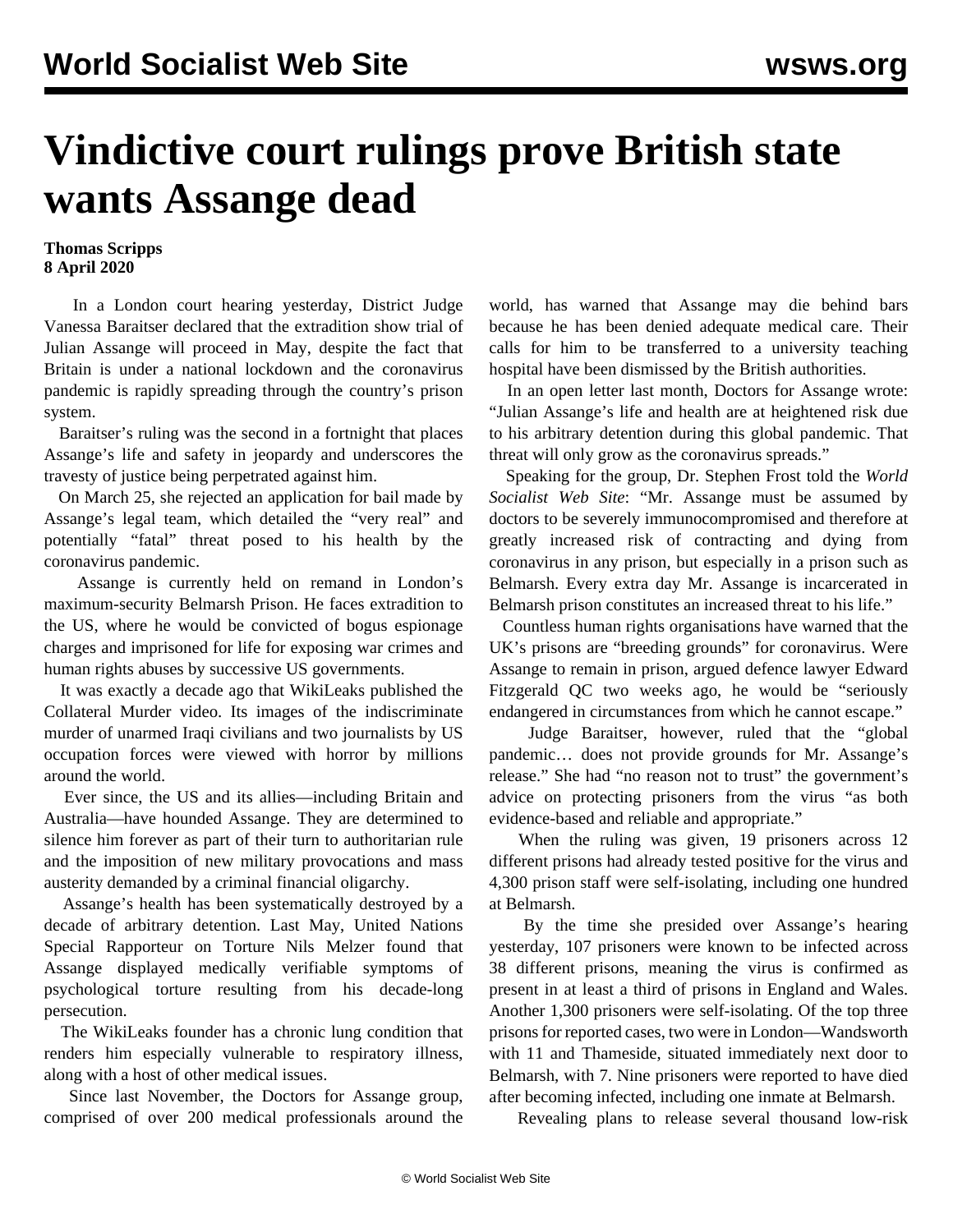# Vindictive court rulings prove British state wants Assange dead

**Thomas Scripps**
**8 April 2020**

In a London court hearing yesterday, District Judge Vanessa Baraitser declared that the extradition show trial of Julian Assange will proceed in May, despite the fact that Britain is under a national lockdown and the coronavirus pandemic is rapidly spreading through the country's prison system.

Baraitser's ruling was the second in a fortnight that places Assange's life and safety in jeopardy and underscores the travesty of justice being perpetrated against him.

On March 25, she rejected an application for bail made by Assange's legal team, which detailed the "very real" and potentially "fatal" threat posed to his health by the coronavirus pandemic.

Assange is currently held on remand in London's maximum-security Belmarsh Prison. He faces extradition to the US, where he would be convicted of bogus espionage charges and imprisoned for life for exposing war crimes and human rights abuses by successive US governments.

It was exactly a decade ago that WikiLeaks published the Collateral Murder video. Its images of the indiscriminate murder of unarmed Iraqi civilians and two journalists by US occupation forces were viewed with horror by millions around the world.

Ever since, the US and its allies—including Britain and Australia—have hounded Assange. They are determined to silence him forever as part of their turn to authoritarian rule and the imposition of new military provocations and mass austerity demanded by a criminal financial oligarchy.

Assange's health has been systematically destroyed by a decade of arbitrary detention. Last May, United Nations Special Rapporteur on Torture Nils Melzer found that Assange displayed medically verifiable symptoms of psychological torture resulting from his decade-long persecution.

The WikiLeaks founder has a chronic lung condition that renders him especially vulnerable to respiratory illness, along with a host of other medical issues.

Since last November, the Doctors for Assange group, comprised of over 200 medical professionals around the world, has warned that Assange may die behind bars because he has been denied adequate medical care. Their calls for him to be transferred to a university teaching hospital have been dismissed by the British authorities.

In an open letter last month, Doctors for Assange wrote: "Julian Assange's life and health are at heightened risk due to his arbitrary detention during this global pandemic. That threat will only grow as the coronavirus spreads."

Speaking for the group, Dr. Stephen Frost told the *World Socialist Web Site*: "Mr. Assange must be assumed by doctors to be severely immunocompromised and therefore at greatly increased risk of contracting and dying from coronavirus in any prison, but especially in a prison such as Belmarsh. Every extra day Mr. Assange is incarcerated in Belmarsh prison constitutes an increased threat to his life."

Countless human rights organisations have warned that the UK's prisons are "breeding grounds" for coronavirus. Were Assange to remain in prison, argued defence lawyer Edward Fitzgerald QC two weeks ago, he would be "seriously endangered in circumstances from which he cannot escape."

Judge Baraitser, however, ruled that the "global pandemic… does not provide grounds for Mr. Assange's release." She had "no reason not to trust" the government's advice on protecting prisoners from the virus "as both evidence-based and reliable and appropriate."

When the ruling was given, 19 prisoners across 12 different prisons had already tested positive for the virus and 4,300 prison staff were self-isolating, including one hundred at Belmarsh.

By the time she presided over Assange's hearing yesterday, 107 prisoners were known to be infected across 38 different prisons, meaning the virus is confirmed as present in at least a third of prisons in England and Wales. Another 1,300 prisoners were self-isolating. Of the top three prisons for reported cases, two were in London—Wandsworth with 11 and Thameside, situated immediately next door to Belmarsh, with 7. Nine prisoners were reported to have died after becoming infected, including one inmate at Belmarsh.

Revealing plans to release several thousand low-risk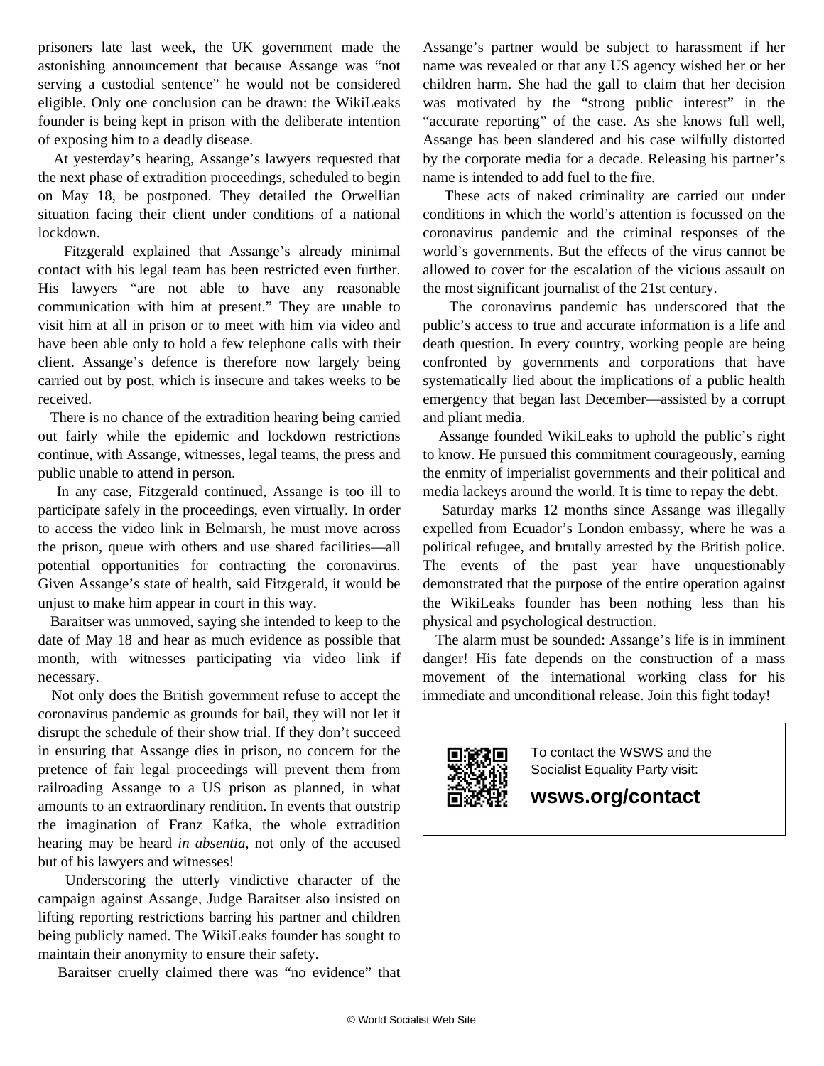prisoners late last week, the UK government made the astonishing announcement that because Assange was "not serving a custodial sentence" he would not be considered eligible. Only one conclusion can be drawn: the WikiLeaks founder is being kept in prison with the deliberate intention of exposing him to a deadly disease.

At yesterday's hearing, Assange's lawyers requested that the next phase of extradition proceedings, scheduled to begin on May 18, be postponed. They detailed the Orwellian situation facing their client under conditions of a national lockdown.

Fitzgerald explained that Assange's already minimal contact with his legal team has been restricted even further. His lawyers "are not able to have any reasonable communication with him at present." They are unable to visit him at all in prison or to meet with him via video and have been able only to hold a few telephone calls with their client. Assange's defence is therefore now largely being carried out by post, which is insecure and takes weeks to be received.

There is no chance of the extradition hearing being carried out fairly while the epidemic and lockdown restrictions continue, with Assange, witnesses, legal teams, the press and public unable to attend in person.

In any case, Fitzgerald continued, Assange is too ill to participate safely in the proceedings, even virtually. In order to access the video link in Belmarsh, he must move across the prison, queue with others and use shared facilities—all potential opportunities for contracting the coronavirus. Given Assange's state of health, said Fitzgerald, it would be unjust to make him appear in court in this way.

Baraitser was unmoved, saying she intended to keep to the date of May 18 and hear as much evidence as possible that month, with witnesses participating via video link if necessary.

Not only does the British government refuse to accept the coronavirus pandemic as grounds for bail, they will not let it disrupt the schedule of their show trial. If they don't succeed in ensuring that Assange dies in prison, no concern for the pretence of fair legal proceedings will prevent them from railroading Assange to a US prison as planned, in what amounts to an extraordinary rendition. In events that outstrip the imagination of Franz Kafka, the whole extradition hearing may be heard *in absentia*, not only of the accused but of his lawyers and witnesses!

Underscoring the utterly vindictive character of the campaign against Assange, Judge Baraitser also insisted on lifting reporting restrictions barring his partner and children being publicly named. The WikiLeaks founder has sought to maintain their anonymity to ensure their safety.

Baraitser cruelly claimed there was "no evidence" that Assange's partner would be subject to harassment if her name was revealed or that any US agency wished her or her children harm. She had the gall to claim that her decision was motivated by the "strong public interest" in the "accurate reporting" of the case. As she knows full well, Assange has been slandered and his case wilfully distorted by the corporate media for a decade. Releasing his partner's name is intended to add fuel to the fire.

These acts of naked criminality are carried out under conditions in which the world's attention is focussed on the coronavirus pandemic and the criminal responses of the world's governments. But the effects of the virus cannot be allowed to cover for the escalation of the vicious assault on the most significant journalist of the 21st century.

The coronavirus pandemic has underscored that the public's access to true and accurate information is a life and death question. In every country, working people are being confronted by governments and corporations that have systematically lied about the implications of a public health emergency that began last December—assisted by a corrupt and pliant media.

Assange founded WikiLeaks to uphold the public's right to know. He pursued this commitment courageously, earning the enmity of imperialist governments and their political and media lackeys around the world. It is time to repay the debt.

Saturday marks 12 months since Assange was illegally expelled from Ecuador's London embassy, where he was a political refugee, and brutally arrested by the British police. The events of the past year have unquestionably demonstrated that the purpose of the entire operation against the WikiLeaks founder has been nothing less than his physical and psychological destruction.

The alarm must be sounded: Assange's life is in imminent danger! His fate depends on the construction of a mass movement of the international working class for his immediate and unconditional release. Join this fight today!

To contact the WSWS and the Socialist Equality Party visit:

**wsws.org/contact**